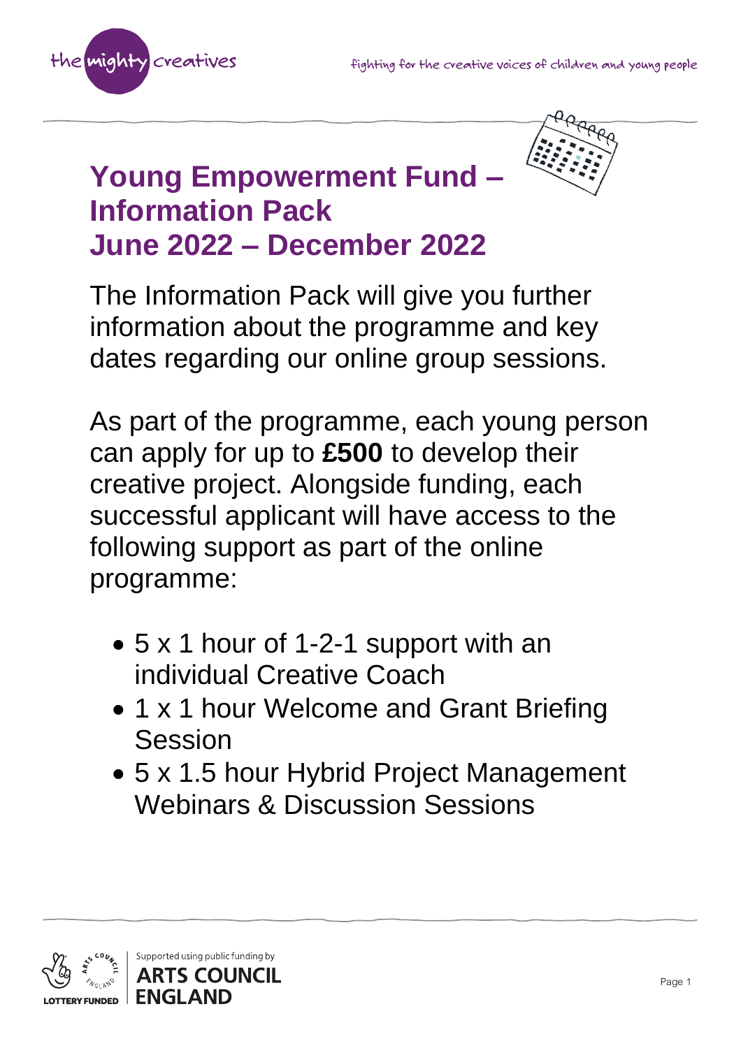# Young Empowerment Fund – Information Pack June 2022 – December 2022

The Information Pack will give you further information about the programme and key dates regarding our online group sessions.

As part of the programme, each young person can apply for up to **£500** to develop their creative project. Alongside funding, each successful applicant will have access to the following support as part of the online programme:

- 5 x 1 hour of 1-2-1 support with an individual Creative Coach
- 1 x 1 hour Welcome and Grant Briefing Session
- 5 x 1.5 hour Hybrid Project Management Webinars & Discussion Sessions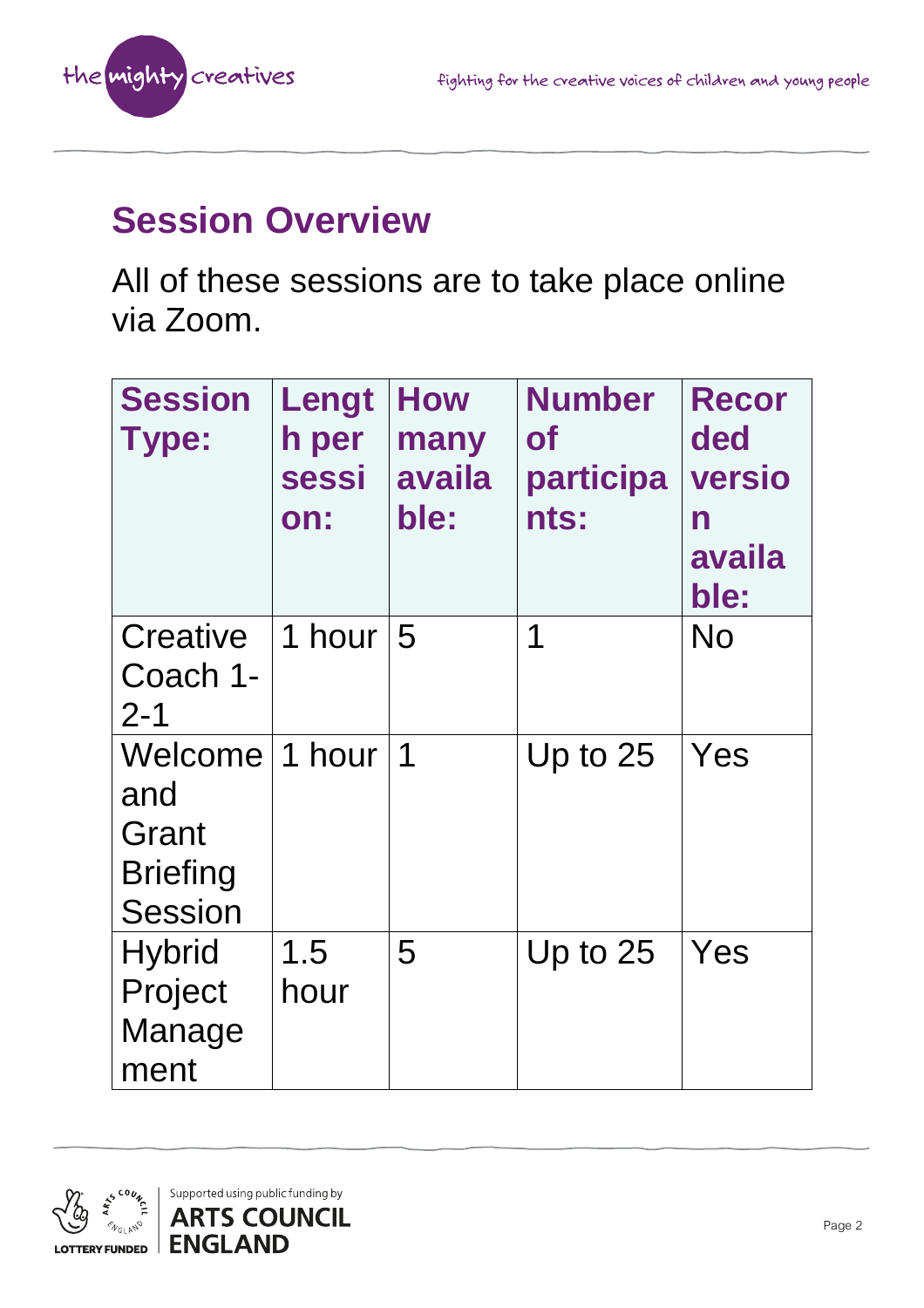## Session Overview

All of these sessions are to take place online via Zoom.

| Session Type: | Length per session: | How many available: | Number of participants: | Recorded version available: |
|---|---|---|---|---|
| Creative Coach 1-2-1 | 1 hour | 5 | 1 | No |
| Welcome and Grant Briefing Session | 1 hour | 1 | Up to 25 | Yes |
| Hybrid Project Management | 1.5 hour | 5 | Up to 25 | Yes |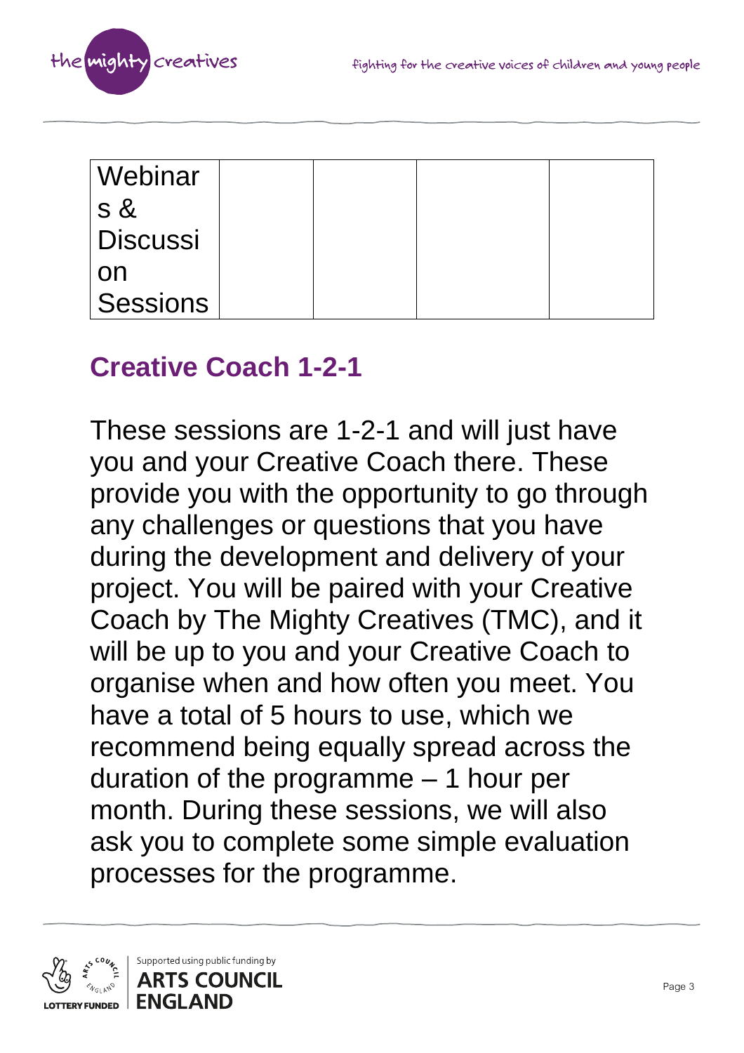| Webinars & Discussion Sessions | | | | |
|---|---|---|---|---|

## Creative Coach 1-2-1

These sessions are 1-2-1 and will just have you and your Creative Coach there. These provide you with the opportunity to go through any challenges or questions that you have during the development and delivery of your project. You will be paired with your Creative Coach by The Mighty Creatives (TMC), and it will be up to you and your Creative Coach to organise when and how often you meet. You have a total of 5 hours to use, which we recommend being equally spread across the duration of the programme – 1 hour per month. During these sessions, we will also ask you to complete some simple evaluation processes for the programme.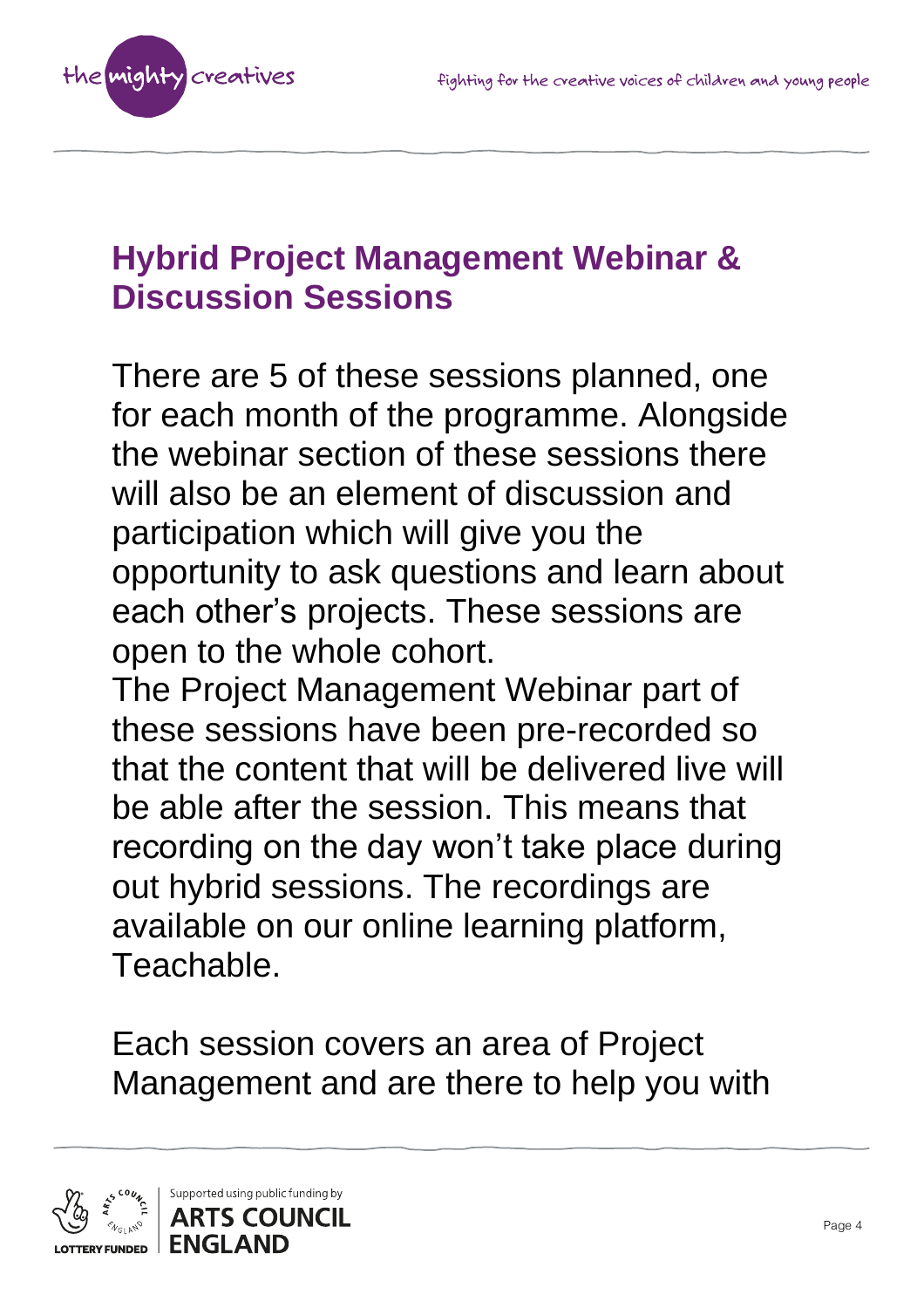## Hybrid Project Management Webinar & Discussion Sessions

There are 5 of these sessions planned, one for each month of the programme. Alongside the webinar section of these sessions there will also be an element of discussion and participation which will give you the opportunity to ask questions and learn about each other's projects. These sessions are open to the whole cohort.
The Project Management Webinar part of these sessions have been pre-recorded so that the content that will be delivered live will be able after the session. This means that recording on the day won't take place during out hybrid sessions. The recordings are available on our online learning platform, Teachable.

Each session covers an area of Project Management and are there to help you with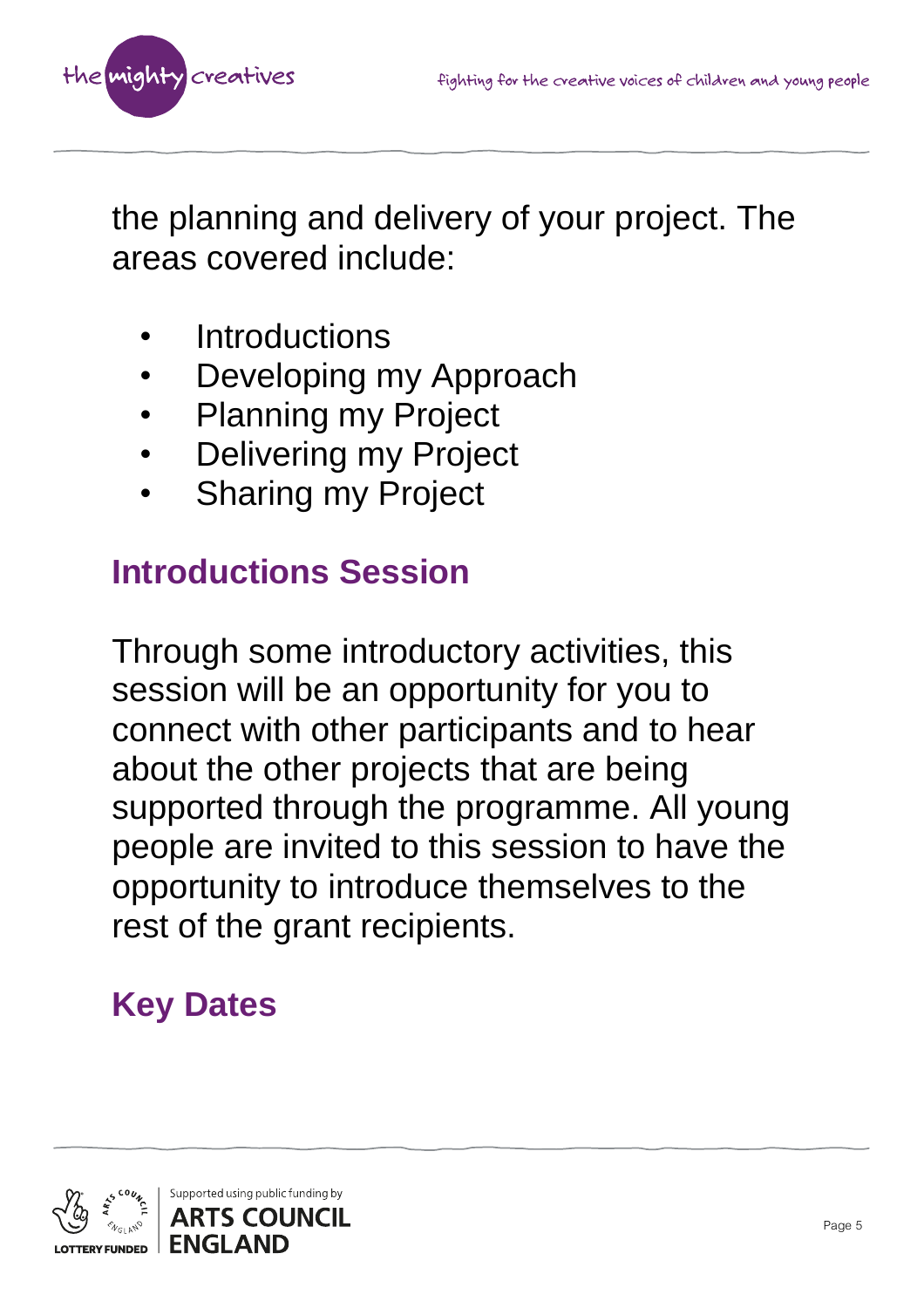the planning and delivery of your project. The areas covered include:

- Introductions
- Developing my Approach
- Planning my Project
- Delivering my Project
- Sharing my Project

## Introductions Session

Through some introductory activities, this session will be an opportunity for you to connect with other participants and to hear about the other projects that are being supported through the programme. All young people are invited to this session to have the opportunity to introduce themselves to the rest of the grant recipients.

## Key Dates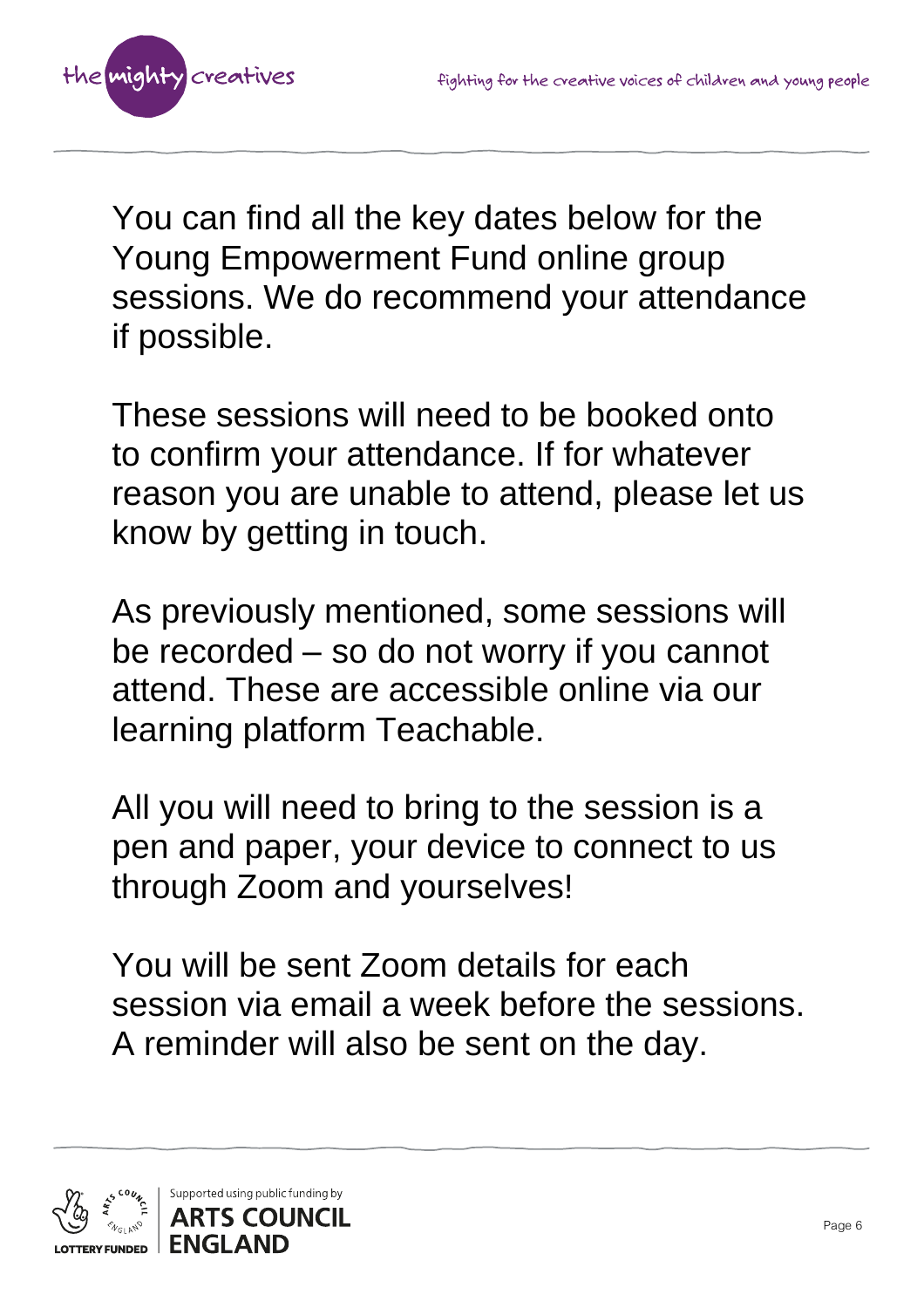You can find all the key dates below for the Young Empowerment Fund online group sessions. We do recommend your attendance if possible.

These sessions will need to be booked onto to confirm your attendance. If for whatever reason you are unable to attend, please let us know by getting in touch.

As previously mentioned, some sessions will be recorded – so do not worry if you cannot attend. These are accessible online via our learning platform Teachable.

All you will need to bring to the session is a pen and paper, your device to connect to us through Zoom and yourselves!

You will be sent Zoom details for each session via email a week before the sessions. A reminder will also be sent on the day.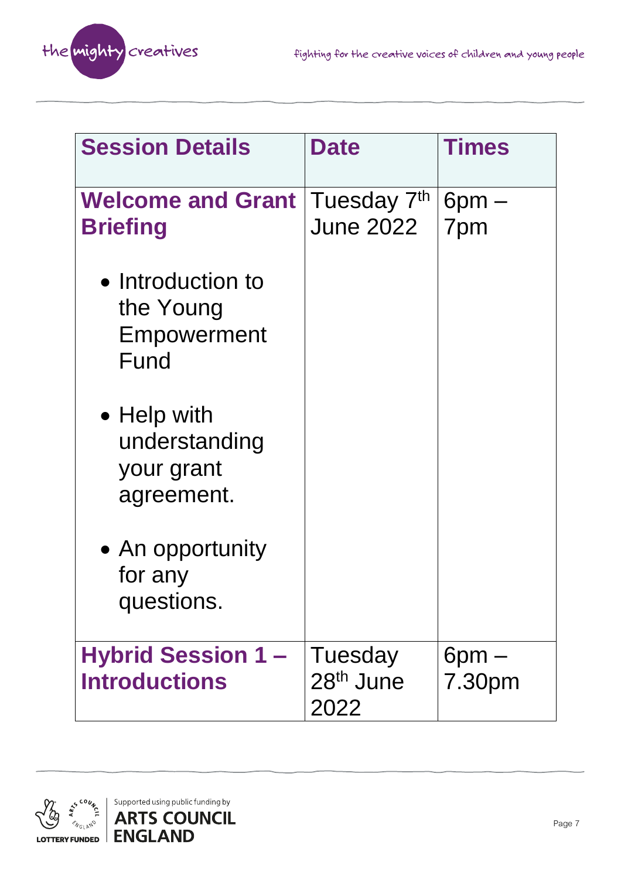| Session Details | Date | Times |
|---|---|---|
| **Welcome and Grant Briefing**<br>• Introduction to the Young Empowerment Fund<br>• Help with understanding your grant agreement.<br>• An opportunity for any questions. | Tuesday 7th June 2022 | 6pm – 7pm |
| **Hybrid Session 1 – Introductions** | Tuesday 28th June 2022 | 6pm – 7.30pm |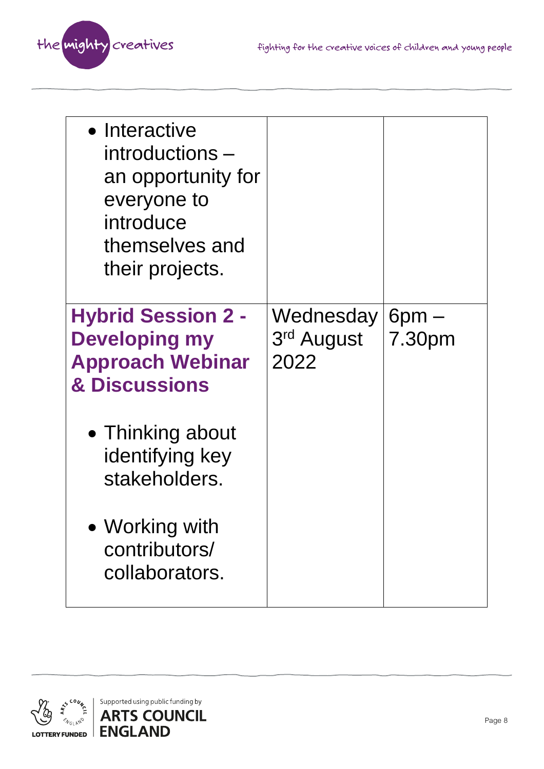| | | |
|---|---|---|
| • Interactive introductions – an opportunity for everyone to introduce themselves and their projects. | | |
| **Hybrid Session 2 - Developing my Approach Webinar & Discussions**<br><br>• Thinking about identifying key stakeholders.<br><br>• Working with contributors/ collaborators. | Wednesday 3rd August 2022 | 6pm – 7.30pm |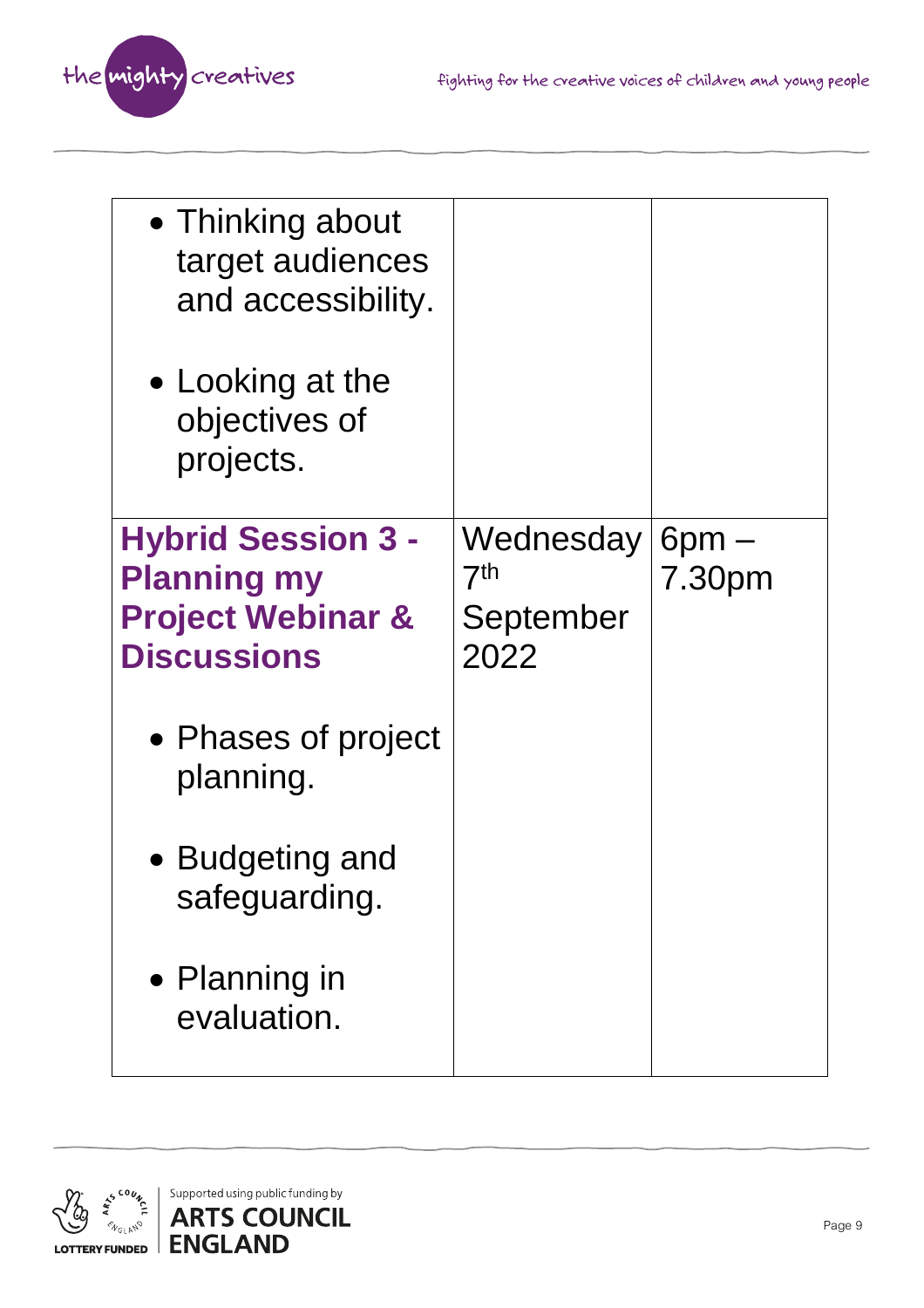| | | |
|---|---|---|
| • Thinking about target audiences and accessibility.<br><br>• Looking at the objectives of projects. | | |
| **Hybrid Session 3 - Planning my Project Webinar & Discussions**<br><br>• Phases of project planning.<br><br>• Budgeting and safeguarding.<br><br>• Planning in evaluation. | Wednesday 7th September 2022 | 6pm – 7.30pm |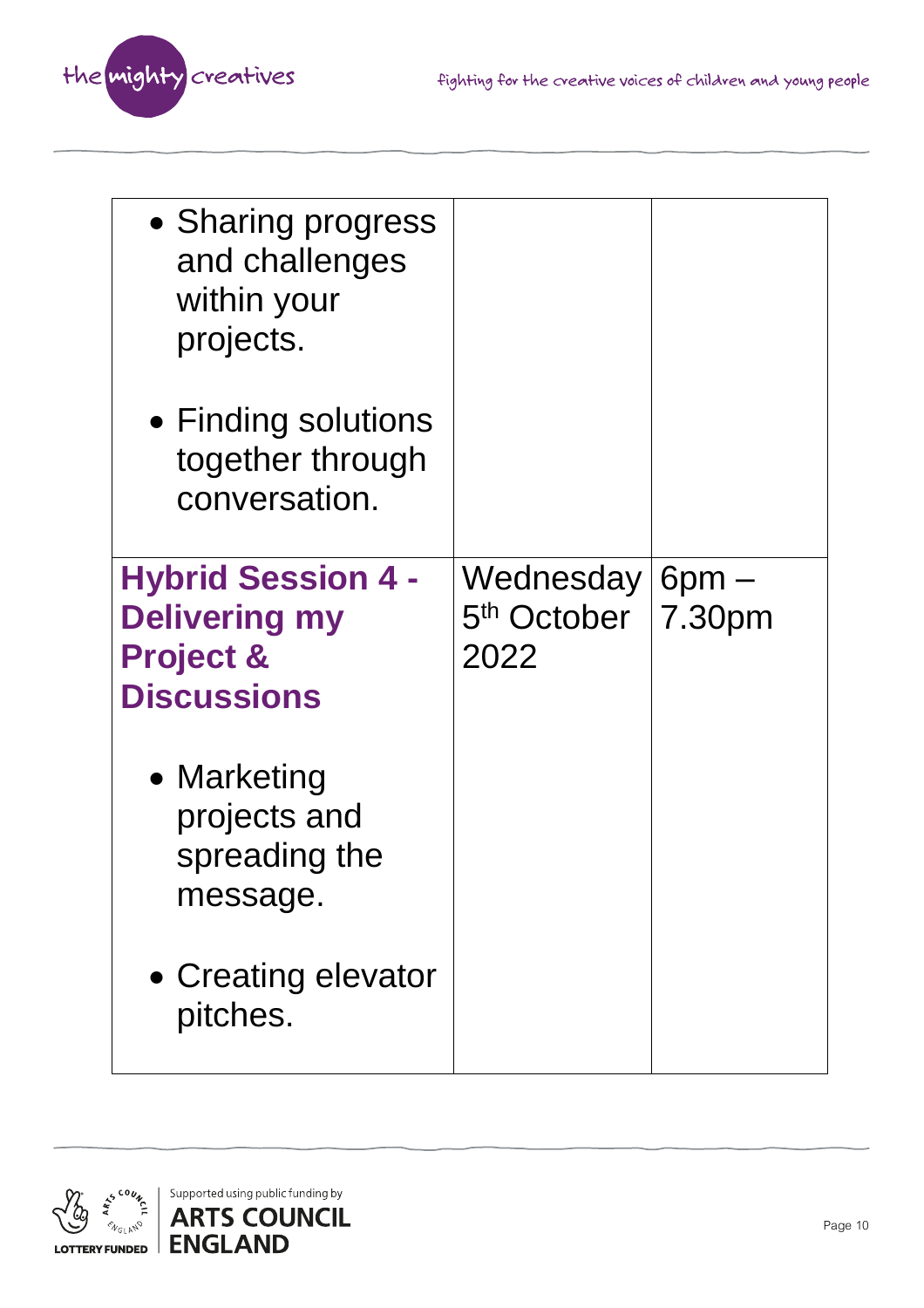| | | |
|---|---|---|
| <ul><li>Sharing progress and challenges within your projects.</li><li>Finding solutions together through conversation.</li></ul> | | |
| **Hybrid Session 4 - Delivering my Project & Discussions**<br><ul><li>Marketing projects and spreading the message.</li><li>Creating elevator pitches.</li></ul> | Wednesday 5th October 2022 | 6pm – 7.30pm |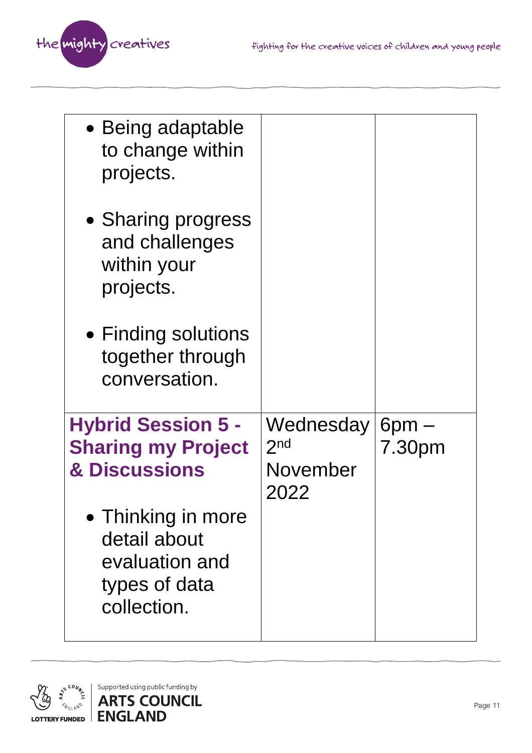| | | |
|---|---|---|
| • Being adaptable to change within projects.<br><br>• Sharing progress and challenges within your projects.<br><br>• Finding solutions together through conversation. | | |
| **Hybrid Session 5 - Sharing my Project & Discussions**<br><br>• Thinking in more detail about evaluation and types of data collection. | Wednesday 2nd November 2022 | 6pm – 7.30pm |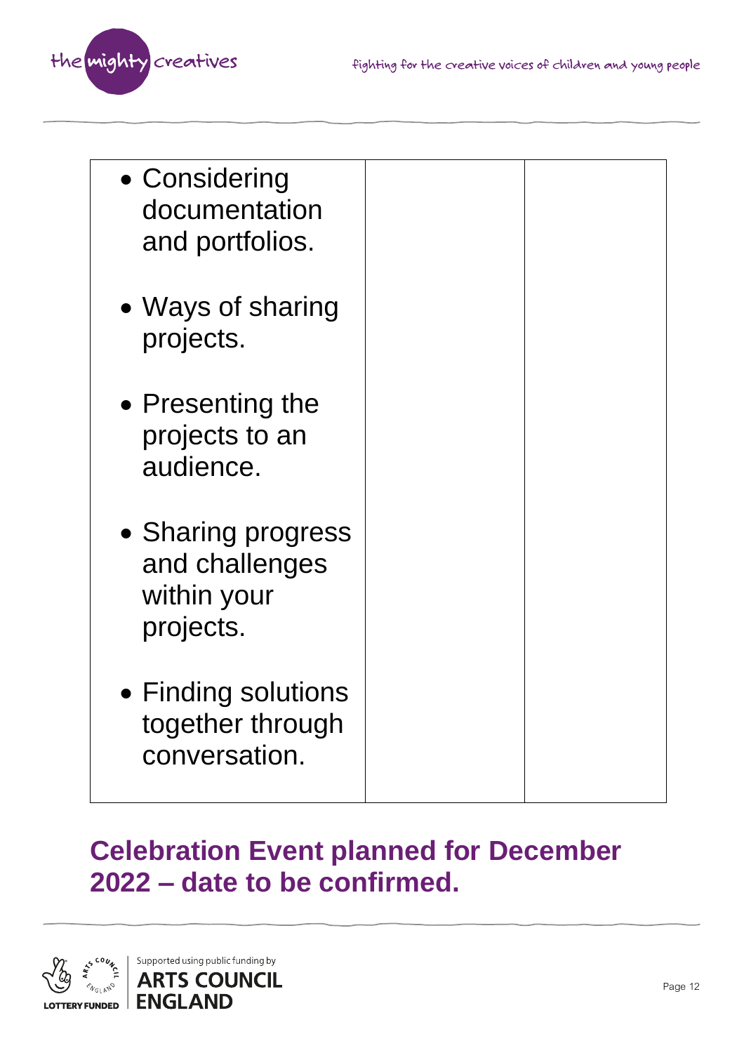| | | |
|---|---|---|
| • Considering documentation and portfolios.<br><br>• Ways of sharing projects.<br><br>• Presenting the projects to an audience.<br><br>• Sharing progress and challenges within your projects.<br><br>• Finding solutions together through conversation. | | |

## Celebration Event planned for December 2022 – date to be confirmed.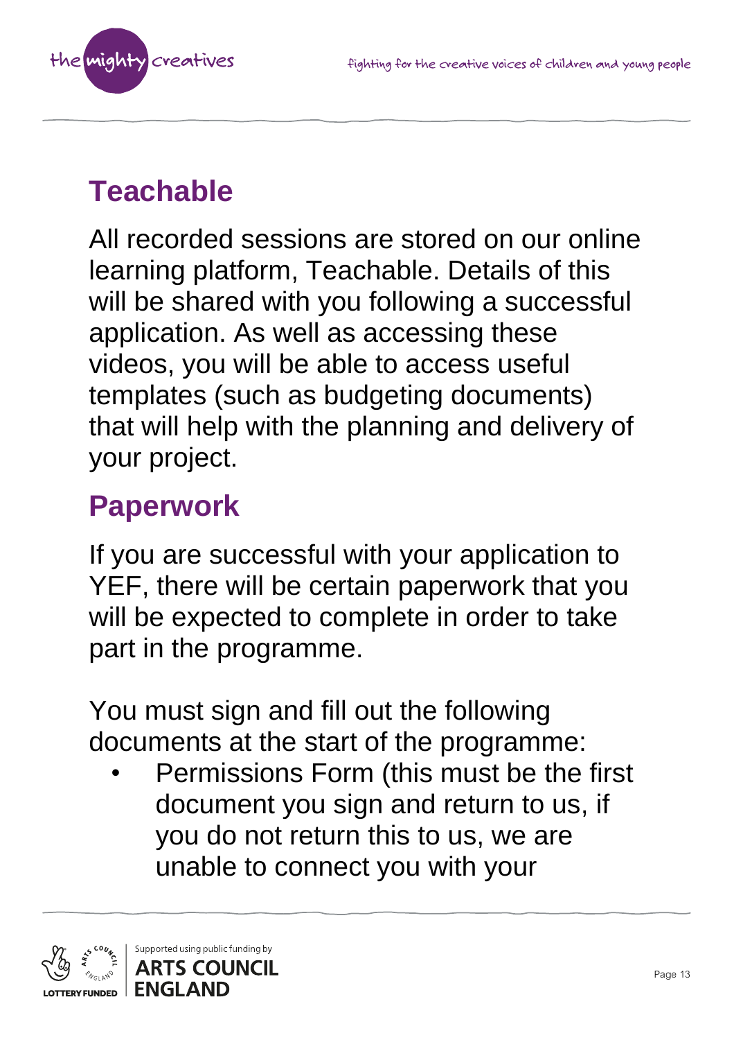## Teachable

All recorded sessions are stored on our online learning platform, Teachable. Details of this will be shared with you following a successful application. As well as accessing these videos, you will be able to access useful templates (such as budgeting documents) that will help with the planning and delivery of your project.

## Paperwork

If you are successful with your application to YEF, there will be certain paperwork that you will be expected to complete in order to take part in the programme.

You must sign and fill out the following documents at the start of the programme:

- Permissions Form (this must be the first document you sign and return to us, if you do not return this to us, we are unable to connect you with your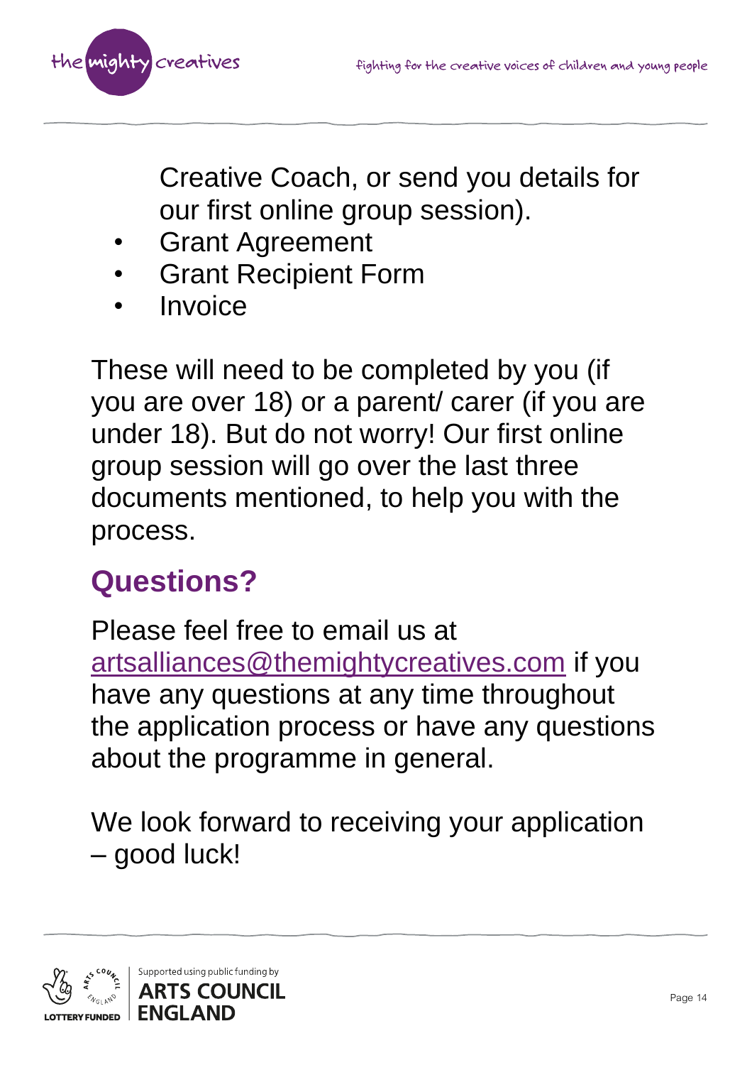Creative Coach, or send you details for our first online group session).

- Grant Agreement
- Grant Recipient Form
- Invoice

These will need to be completed by you (if you are over 18) or a parent/ carer (if you are under 18). But do not worry! Our first online group session will go over the last three documents mentioned, to help you with the process.

## Questions?

Please feel free to email us at artsalliances@themightycreatives.com if you have any questions at any time throughout the application process or have any questions about the programme in general.

We look forward to receiving your application – good luck!